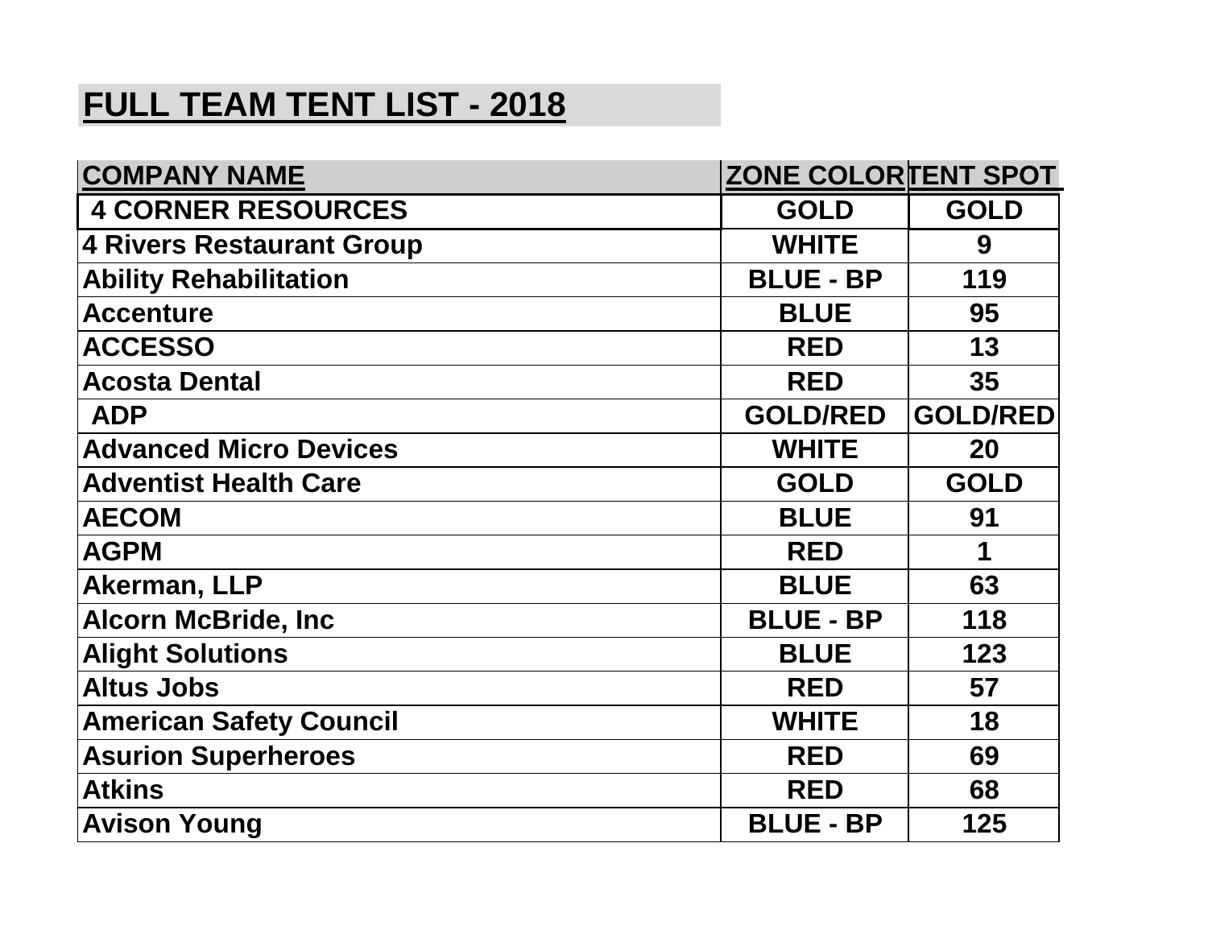# FULL TEAM TENT LIST - 2018

| COMPANY NAME | ZONE COLOR | TENT SPOT |
| --- | --- | --- |
| 4 CORNER RESOURCES | GOLD | GOLD |
| 4 Rivers Restaurant Group | WHITE | 9 |
| Ability Rehabilitation | BLUE - BP | 119 |
| Accenture | BLUE | 95 |
| ACCESSO | RED | 13 |
| Acosta Dental | RED | 35 |
| ADP | GOLD/RED | GOLD/RED |
| Advanced Micro Devices | WHITE | 20 |
| Adventist Health Care | GOLD | GOLD |
| AECOM | BLUE | 91 |
| AGPM | RED | 1 |
| Akerman, LLP | BLUE | 63 |
| Alcorn McBride, Inc | BLUE - BP | 118 |
| Alight Solutions | BLUE | 123 |
| Altus Jobs | RED | 57 |
| American Safety Council | WHITE | 18 |
| Asurion Superheroes | RED | 69 |
| Atkins | RED | 68 |
| Avison Young | BLUE - BP | 125 |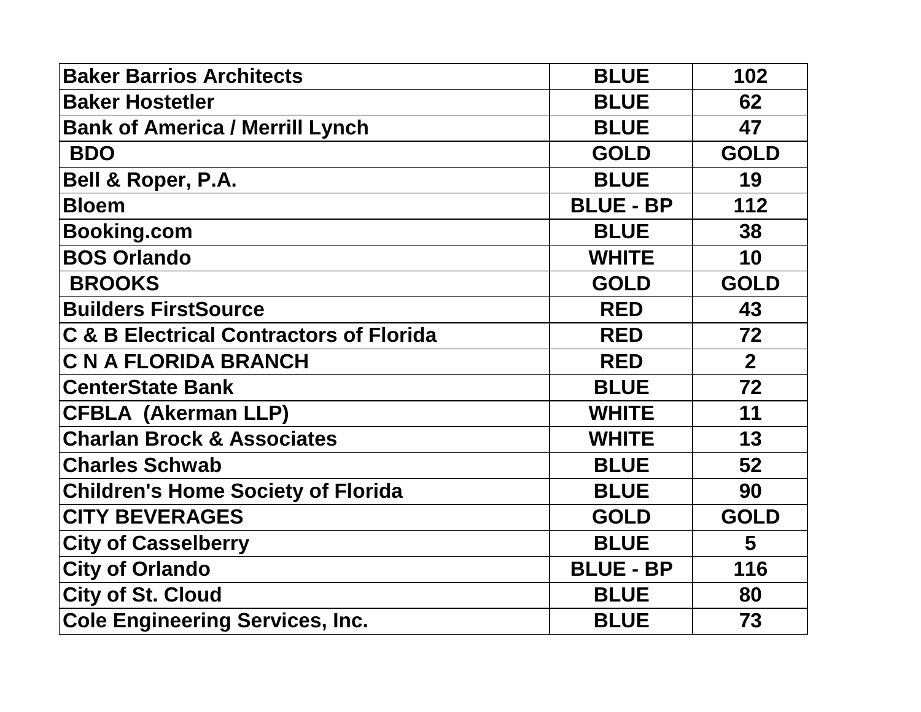| Baker Barrios Architects | BLUE | 102 |
|---|---|---|
| Baker Hostetler | BLUE | 62 |
| Bank of America / Merrill Lynch | BLUE | 47 |
| BDO | GOLD | GOLD |
| Bell & Roper, P.A. | BLUE | 19 |
| Bloem | BLUE - BP | 112 |
| Booking.com | BLUE | 38 |
| BOS Orlando | WHITE | 10 |
| BROOKS | GOLD | GOLD |
| Builders FirstSource | RED | 43 |
| C & B Electrical Contractors of Florida | RED | 72 |
| C N A FLORIDA BRANCH | RED | 2 |
| CenterState Bank | BLUE | 72 |
| CFBLA (Akerman LLP) | WHITE | 11 |
| Charlan Brock & Associates | WHITE | 13 |
| Charles Schwab | BLUE | 52 |
| Children's Home Society of Florida | BLUE | 90 |
| CITY BEVERAGES | GOLD | GOLD |
| City of Casselberry | BLUE | 5 |
| City of Orlando | BLUE - BP | 116 |
| City of St. Cloud | BLUE | 80 |
| Cole Engineering Services, Inc. | BLUE | 73 |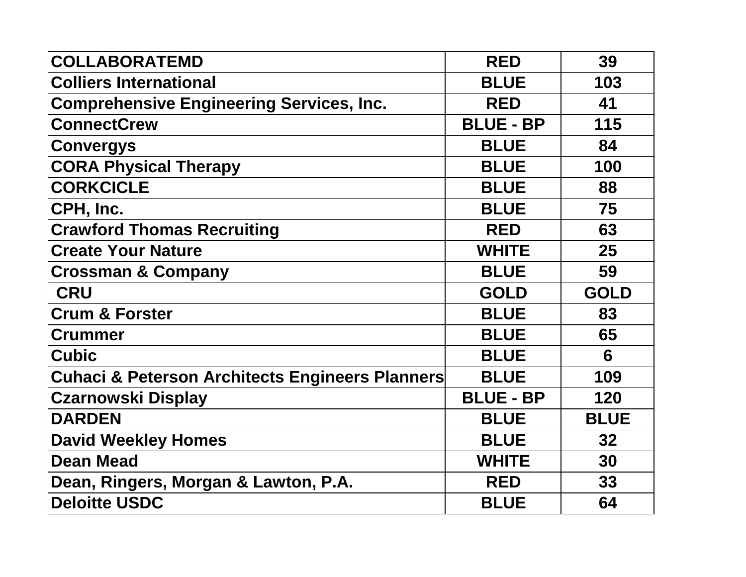| COLLABORATEMD | RED | 39 |
|---|---|---|
| Colliers International | BLUE | 103 |
| Comprehensive Engineering Services, Inc. | RED | 41 |
| ConnectCrew | BLUE - BP | 115 |
| Convergys | BLUE | 84 |
| CORA Physical Therapy | BLUE | 100 |
| CORKCICLE | BLUE | 88 |
| CPH, Inc. | BLUE | 75 |
| Crawford Thomas Recruiting | RED | 63 |
| Create Your Nature | WHITE | 25 |
| Crossman & Company | BLUE | 59 |
| CRU | GOLD | GOLD |
| Crum & Forster | BLUE | 83 |
| Crummer | BLUE | 65 |
| Cubic | BLUE | 6 |
| Cuhaci & Peterson Architects Engineers Planners | BLUE | 109 |
| Czarnowski Display | BLUE - BP | 120 |
| DARDEN | BLUE | BLUE |
| David Weekley Homes | BLUE | 32 |
| Dean Mead | WHITE | 30 |
| Dean, Ringers, Morgan & Lawton, P.A. | RED | 33 |
| Deloitte USDC | BLUE | 64 |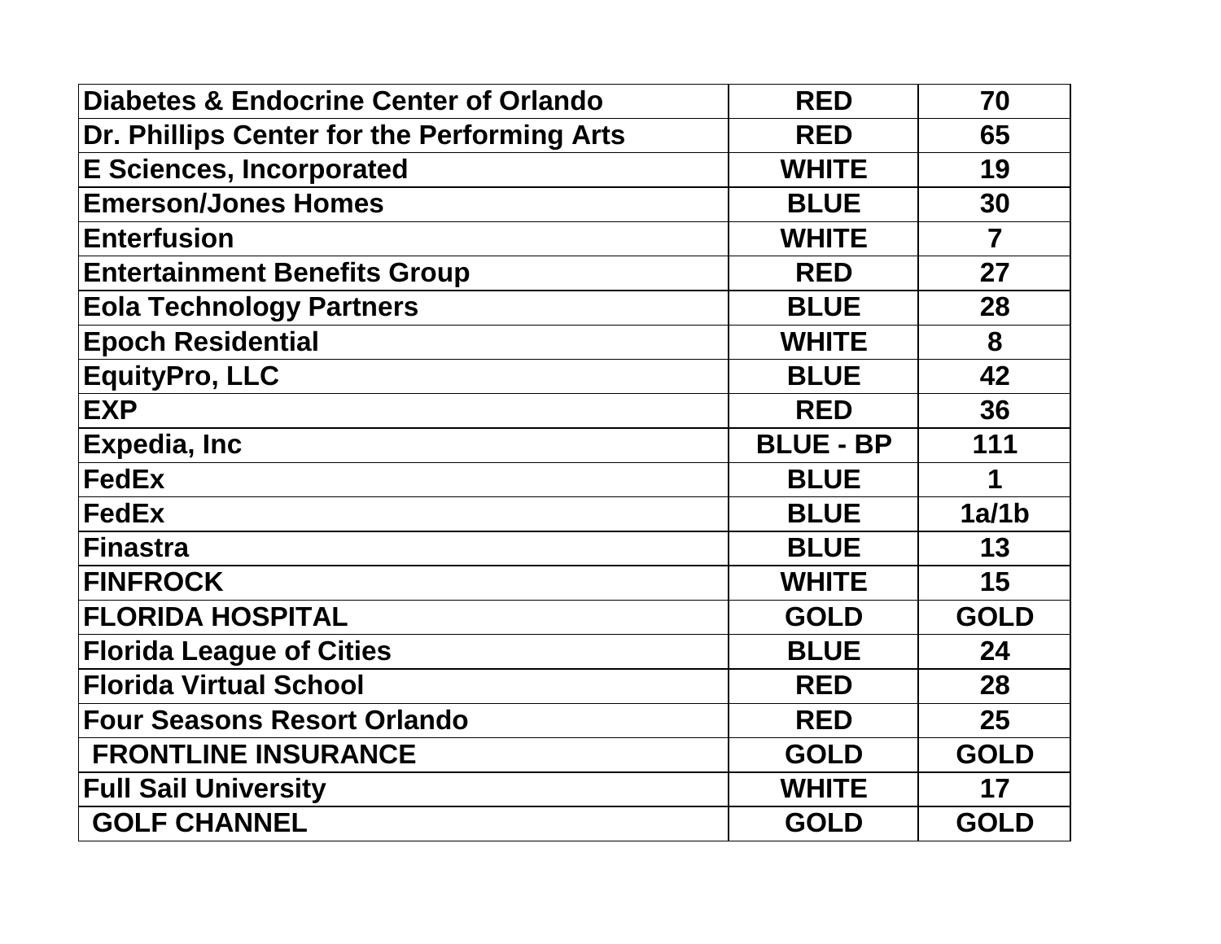| Diabetes & Endocrine Center of Orlando | RED | 70 |
|---|---|---|
| Dr. Phillips Center for the Performing Arts | RED | 65 |
| E Sciences, Incorporated | WHITE | 19 |
| Emerson/Jones Homes | BLUE | 30 |
| Enterfusion | WHITE | 7 |
| Entertainment Benefits Group | RED | 27 |
| Eola Technology Partners | BLUE | 28 |
| Epoch Residential | WHITE | 8 |
| EquityPro, LLC | BLUE | 42 |
| EXP | RED | 36 |
| Expedia, Inc | BLUE - BP | 111 |
| FedEx | BLUE | 1 |
| FedEx | BLUE | 1a/1b |
| Finastra | BLUE | 13 |
| FINFROCK | WHITE | 15 |
| FLORIDA HOSPITAL | GOLD | GOLD |
| Florida League of Cities | BLUE | 24 |
| Florida Virtual School | RED | 28 |
| Four Seasons Resort Orlando | RED | 25 |
| FRONTLINE INSURANCE | GOLD | GOLD |
| Full Sail University | WHITE | 17 |
| GOLF CHANNEL | GOLD | GOLD |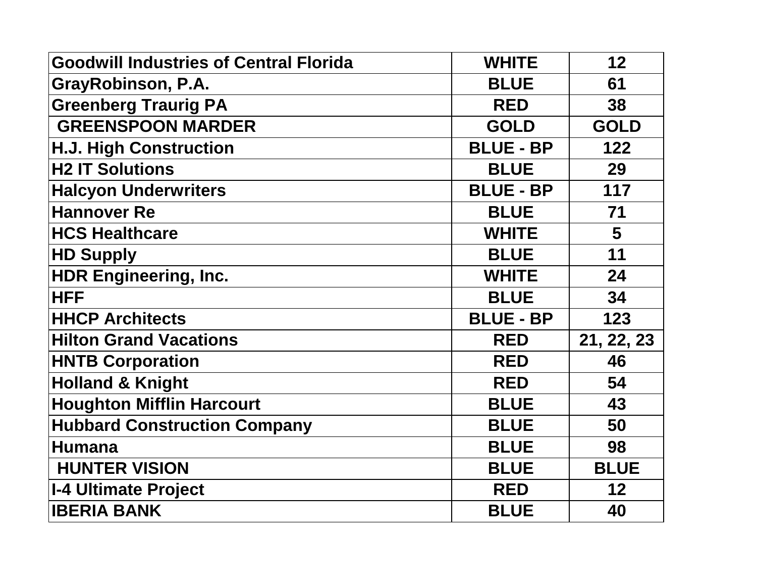| Goodwill Industries of Central Florida | WHITE | 12 |
|---|---|---|
| GrayRobinson, P.A. | BLUE | 61 |
| Greenberg Traurig PA | RED | 38 |
| GREENSPOON MARDER | GOLD | GOLD |
| H.J. High Construction | BLUE - BP | 122 |
| H2 IT Solutions | BLUE | 29 |
| Halcyon Underwriters | BLUE - BP | 117 |
| Hannover Re | BLUE | 71 |
| HCS Healthcare | WHITE | 5 |
| HD Supply | BLUE | 11 |
| HDR Engineering, Inc. | WHITE | 24 |
| HFF | BLUE | 34 |
| HHCP Architects | BLUE - BP | 123 |
| Hilton Grand Vacations | RED | 21, 22, 23 |
| HNTB Corporation | RED | 46 |
| Holland & Knight | RED | 54 |
| Houghton Mifflin Harcourt | BLUE | 43 |
| Hubbard Construction Company | BLUE | 50 |
| Humana | BLUE | 98 |
| HUNTER VISION | BLUE | BLUE |
| I-4 Ultimate Project | RED | 12 |
| IBERIA BANK | BLUE | 40 |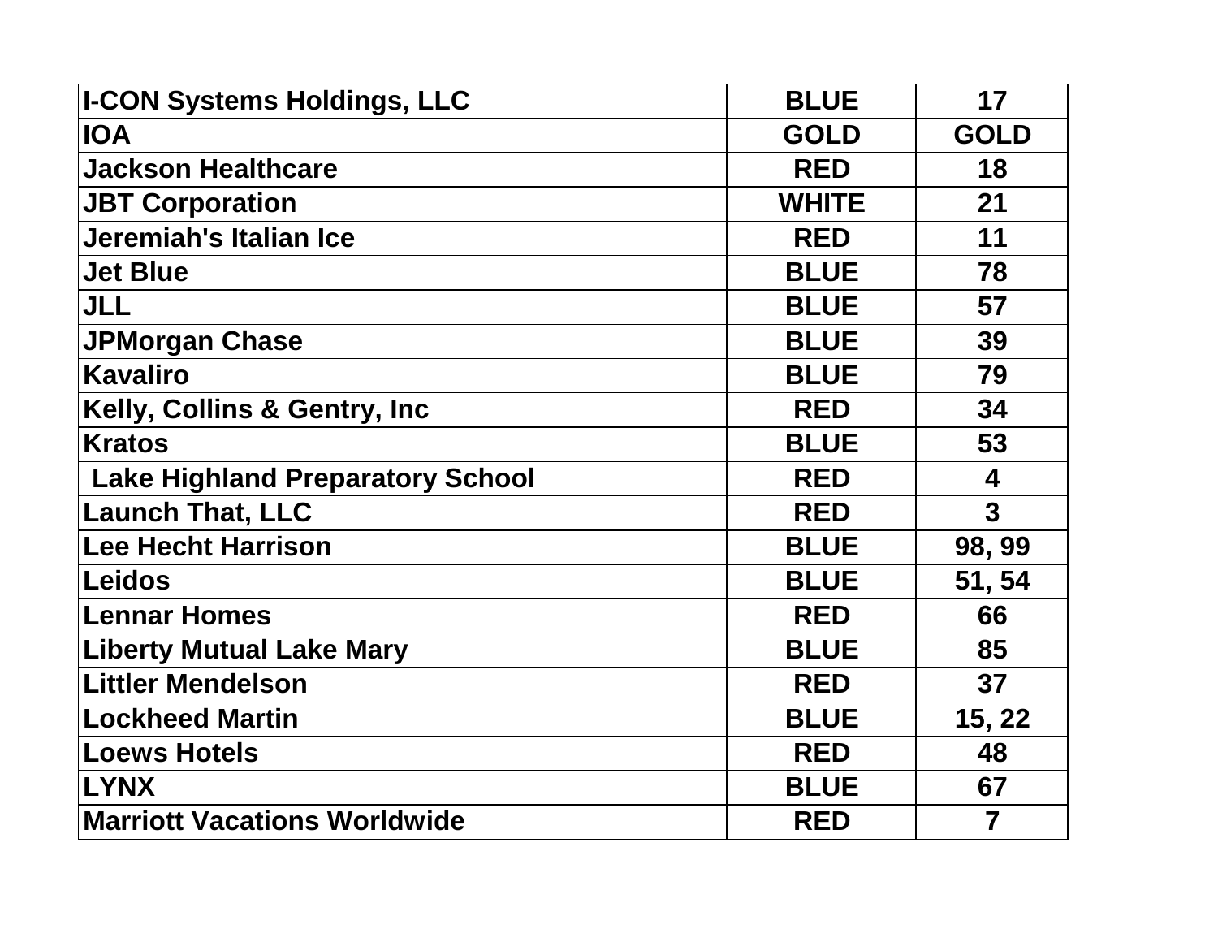| I-CON Systems Holdings, LLC | BLUE | 17 |
| --- | --- | --- |
| IOA | GOLD | GOLD |
| Jackson Healthcare | RED | 18 |
| JBT Corporation | WHITE | 21 |
| Jeremiah's Italian Ice | RED | 11 |
| Jet Blue | BLUE | 78 |
| JLL | BLUE | 57 |
| JPMorgan Chase | BLUE | 39 |
| Kavaliro | BLUE | 79 |
| Kelly, Collins & Gentry, Inc | RED | 34 |
| Kratos | BLUE | 53 |
| Lake Highland Preparatory School | RED | 4 |
| Launch That, LLC | RED | 3 |
| Lee Hecht Harrison | BLUE | 98, 99 |
| Leidos | BLUE | 51, 54 |
| Lennar Homes | RED | 66 |
| Liberty Mutual Lake Mary | BLUE | 85 |
| Littler Mendelson | RED | 37 |
| Lockheed Martin | BLUE | 15, 22 |
| Loews Hotels | RED | 48 |
| LYNX | BLUE | 67 |
| Marriott Vacations Worldwide | RED | 7 |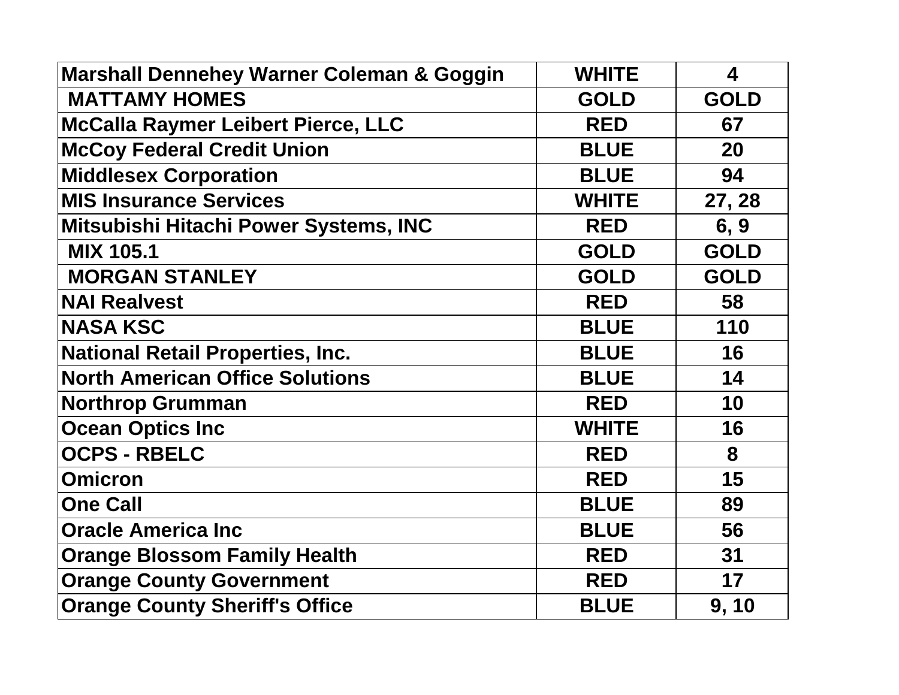| Marshall Dennehey Warner Coleman & Goggin | WHITE | 4 |
|---|---|---|
| MATTAMY HOMES | GOLD | GOLD |
| McCalla Raymer Leibert Pierce, LLC | RED | 67 |
| McCoy Federal Credit Union | BLUE | 20 |
| Middlesex Corporation | BLUE | 94 |
| MIS Insurance Services | WHITE | 27, 28 |
| Mitsubishi Hitachi Power Systems, INC | RED | 6, 9 |
| MIX 105.1 | GOLD | GOLD |
| MORGAN STANLEY | GOLD | GOLD |
| NAI Realvest | RED | 58 |
| NASA KSC | BLUE | 110 |
| National Retail Properties, Inc. | BLUE | 16 |
| North American Office Solutions | BLUE | 14 |
| Northrop Grumman | RED | 10 |
| Ocean Optics Inc | WHITE | 16 |
| OCPS - RBELC | RED | 8 |
| Omicron | RED | 15 |
| One Call | BLUE | 89 |
| Oracle America Inc | BLUE | 56 |
| Orange Blossom Family Health | RED | 31 |
| Orange County Government | RED | 17 |
| Orange County Sheriff's Office | BLUE | 9, 10 |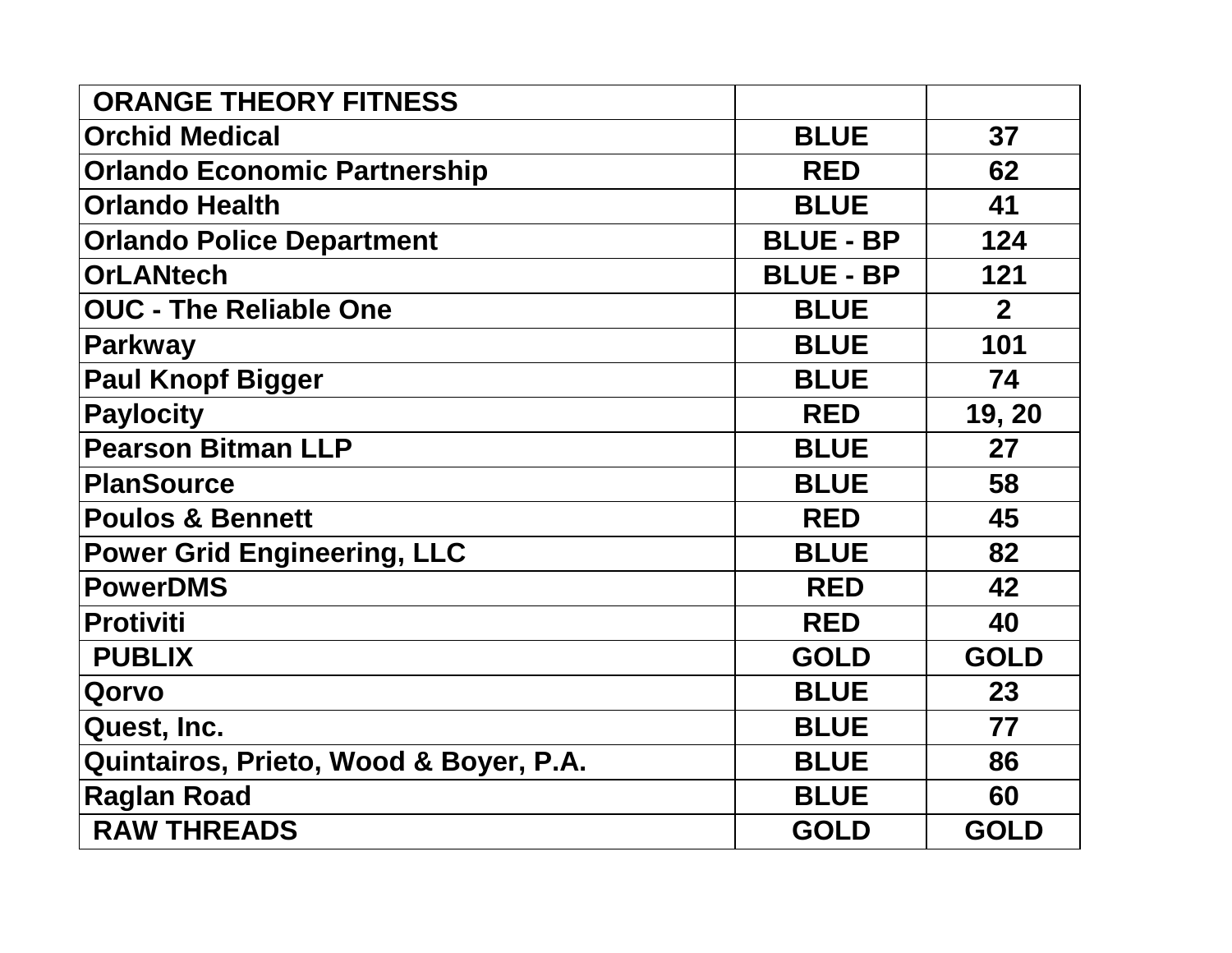| ORANGE THEORY FITNESS | | |
|---|---|---|
| Orchid Medical | BLUE | 37 |
| Orlando Economic Partnership | RED | 62 |
| Orlando Health | BLUE | 41 |
| Orlando Police Department | BLUE - BP | 124 |
| OrLANtech | BLUE - BP | 121 |
| OUC - The Reliable One | BLUE | 2 |
| Parkway | BLUE | 101 |
| Paul Knopf Bigger | BLUE | 74 |
| Paylocity | RED | 19, 20 |
| Pearson Bitman LLP | BLUE | 27 |
| PlanSource | BLUE | 58 |
| Poulos & Bennett | RED | 45 |
| Power Grid Engineering, LLC | BLUE | 82 |
| PowerDMS | RED | 42 |
| Protiviti | RED | 40 |
| PUBLIX | GOLD | GOLD |
| Qorvo | BLUE | 23 |
| Quest, Inc. | BLUE | 77 |
| Quintairos, Prieto, Wood & Boyer, P.A. | BLUE | 86 |
| Raglan Road | BLUE | 60 |
| RAW THREADS | GOLD | GOLD |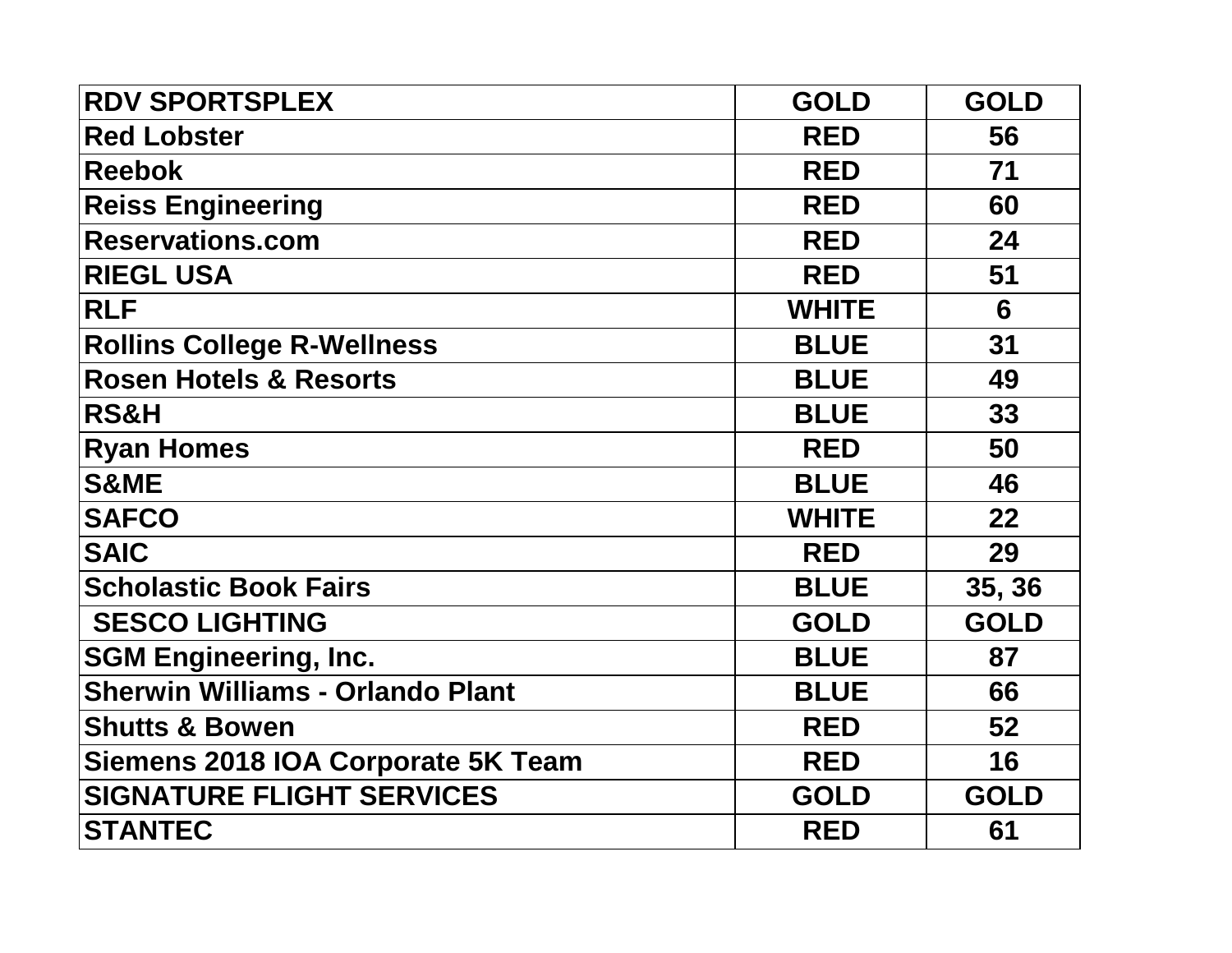| RDV SPORTSPLEX | GOLD | GOLD |
|---|---|---|
| Red Lobster | RED | 56 |
| Reebok | RED | 71 |
| Reiss Engineering | RED | 60 |
| Reservations.com | RED | 24 |
| RIEGL USA | RED | 51 |
| RLF | WHITE | 6 |
| Rollins College R-Wellness | BLUE | 31 |
| Rosen Hotels & Resorts | BLUE | 49 |
| RS&H | BLUE | 33 |
| Ryan Homes | RED | 50 |
| S&ME | BLUE | 46 |
| SAFCO | WHITE | 22 |
| SAIC | RED | 29 |
| Scholastic Book Fairs | BLUE | 35, 36 |
| SESCO LIGHTING | GOLD | GOLD |
| SGM Engineering, Inc. | BLUE | 87 |
| Sherwin Williams - Orlando Plant | BLUE | 66 |
| Shutts & Bowen | RED | 52 |
| Siemens 2018 IOA Corporate 5K Team | RED | 16 |
| SIGNATURE FLIGHT SERVICES | GOLD | GOLD |
| STANTEC | RED | 61 |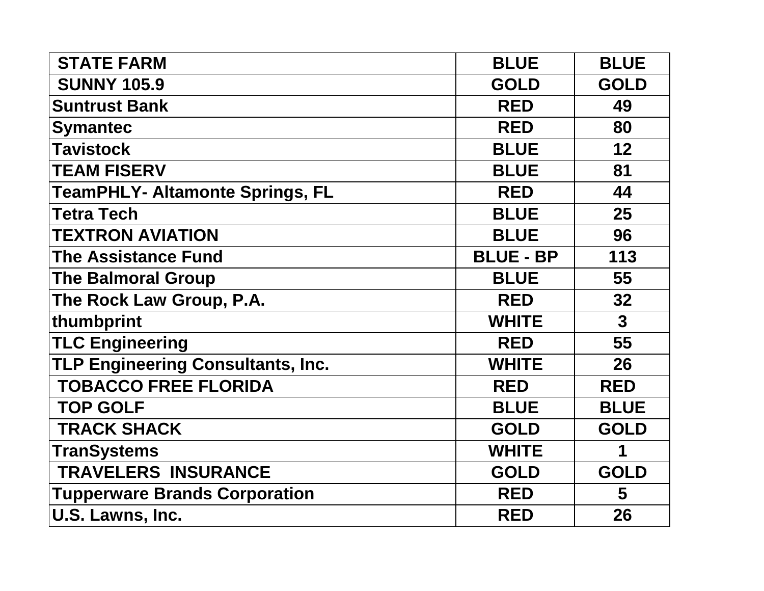| STATE FARM | BLUE | BLUE |
|---|---|---|
| SUNNY 105.9 | GOLD | GOLD |
| Suntrust Bank | RED | 49 |
| Symantec | RED | 80 |
| Tavistock | BLUE | 12 |
| TEAM FISERV | BLUE | 81 |
| TeamPHLY- Altamonte Springs, FL | RED | 44 |
| Tetra Tech | BLUE | 25 |
| TEXTRON AVIATION | BLUE | 96 |
| The Assistance Fund | BLUE - BP | 113 |
| The Balmoral Group | BLUE | 55 |
| The Rock Law Group, P.A. | RED | 32 |
| thumbprint | WHITE | 3 |
| TLC Engineering | RED | 55 |
| TLP Engineering Consultants, Inc. | WHITE | 26 |
| TOBACCO FREE FLORIDA | RED | RED |
| TOP GOLF | BLUE | BLUE |
| TRACK SHACK | GOLD | GOLD |
| TranSystems | WHITE | 1 |
| TRAVELERS INSURANCE | GOLD | GOLD |
| Tupperware Brands Corporation | RED | 5 |
| U.S. Lawns, Inc. | RED | 26 |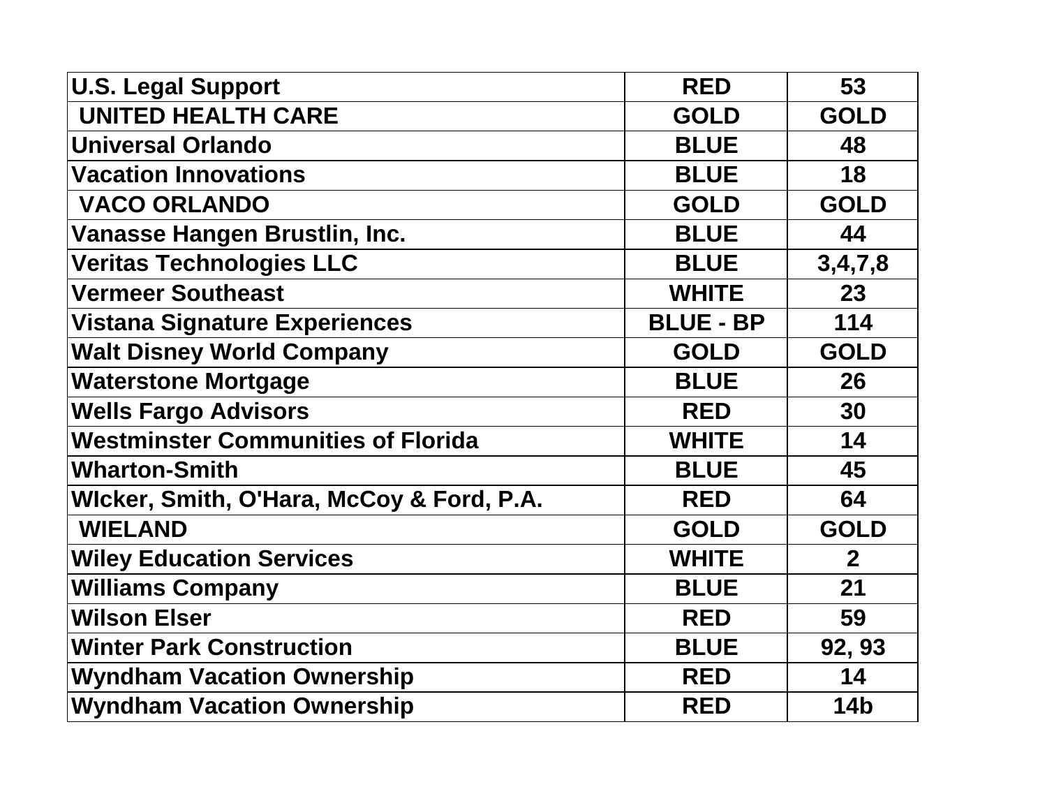| | | |
|---|---|---|
| **U.S. Legal Support** | **RED** | **53** |
| **UNITED HEALTH CARE** | **GOLD** | **GOLD** |
| **Universal Orlando** | **BLUE** | **48** |
| **Vacation Innovations** | **BLUE** | **18** |
| **VACO ORLANDO** | **GOLD** | **GOLD** |
| **Vanasse Hangen Brustlin, Inc.** | **BLUE** | **44** |
| **Veritas Technologies LLC** | **BLUE** | **3,4,7,8** |
| **Vermeer Southeast** | **WHITE** | **23** |
| **Vistana Signature Experiences** | **BLUE - BP** | **114** |
| **Walt Disney World Company** | **GOLD** | **GOLD** |
| **Waterstone Mortgage** | **BLUE** | **26** |
| **Wells Fargo Advisors** | **RED** | **30** |
| **Westminster Communities of Florida** | **WHITE** | **14** |
| **Wharton-Smith** | **BLUE** | **45** |
| **WIcker, Smith, O'Hara, McCoy & Ford, P.A.** | **RED** | **64** |
| **WIELAND** | **GOLD** | **GOLD** |
| **Wiley Education Services** | **WHITE** | **2** |
| **Williams Company** | **BLUE** | **21** |
| **Wilson Elser** | **RED** | **59** |
| **Winter Park Construction** | **BLUE** | **92, 93** |
| **Wyndham Vacation Ownership** | **RED** | **14** |
| **Wyndham Vacation Ownership** | **RED** | **14b** |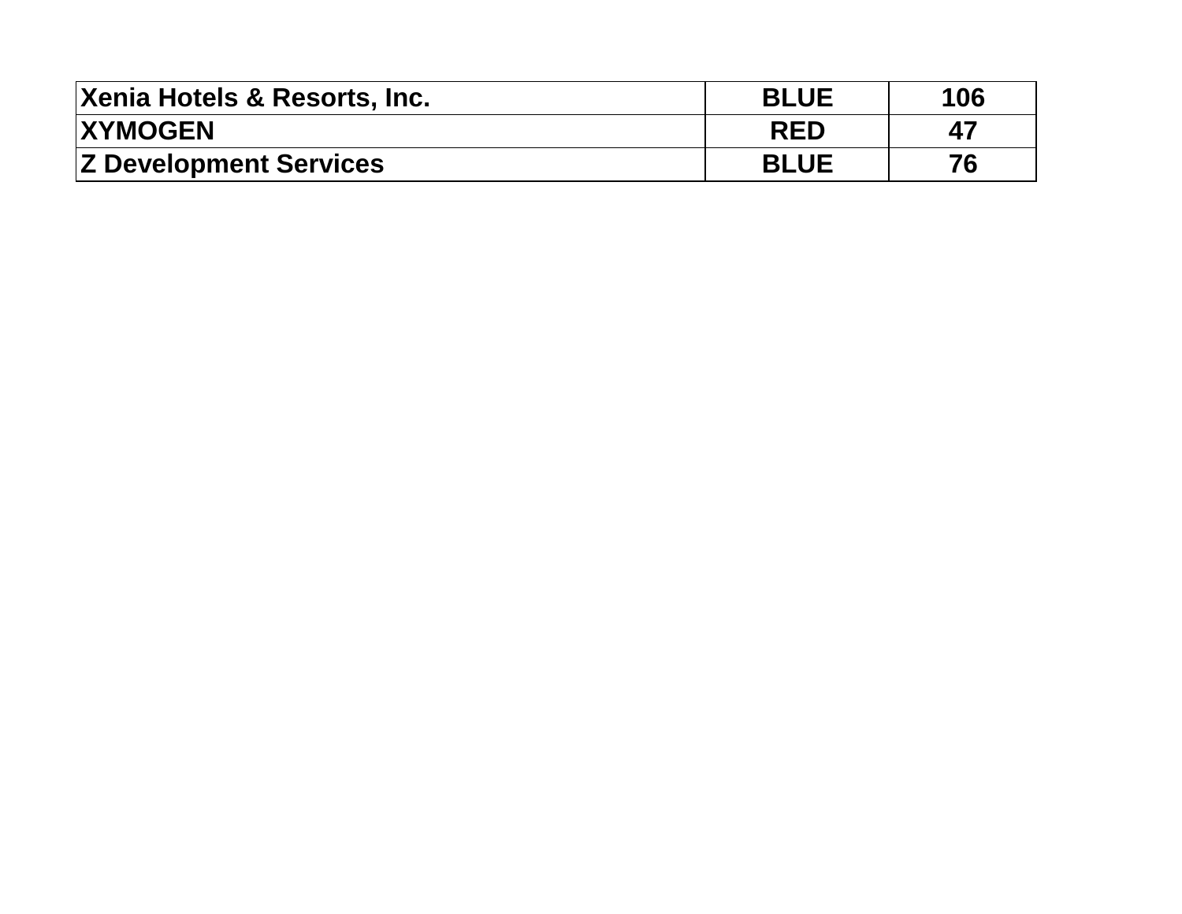| | | |
|---|---|---|
| **Xenia Hotels & Resorts, Inc.** | **BLUE** | **106** |
| **XYMOGEN** | **RED** | **47** |
| **Z Development Services** | **BLUE** | **76** |